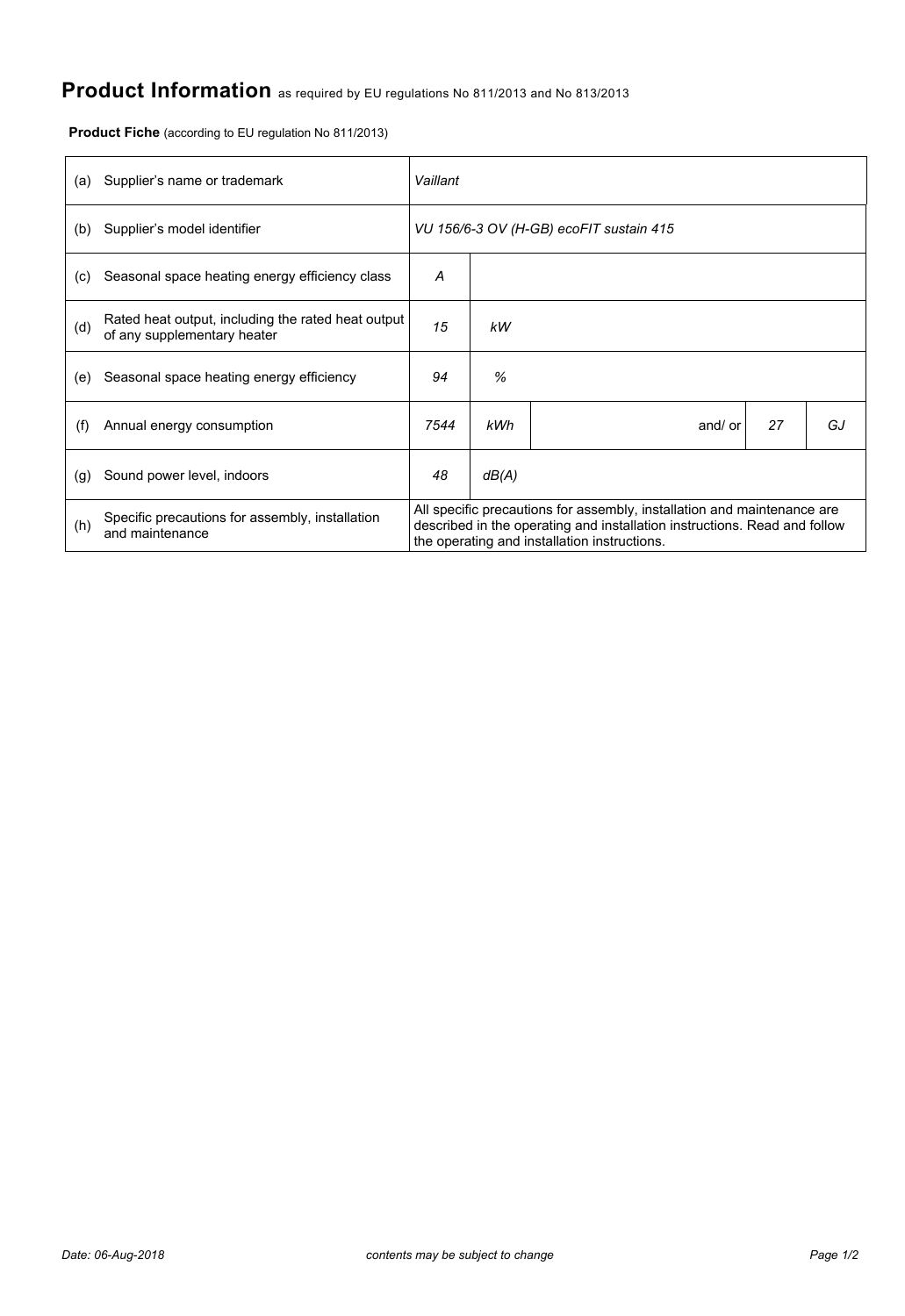# Product Information as required by EU regulations No 811/2013 and No 813/2013

**Product Fiche** (according to EU regulation No 811/2013)

| | | | | | | |
|---|---|---|---|---|---|---|
| (a) | Supplier's name or trademark | *Vaillant* | | | | |
| (b) | Supplier's model identifier | *VU 156/6-3 OV (H-GB) ecoFIT sustain 415* | | | | |
| (c) | Seasonal space heating energy efficiency class | *A* | | | | |
| (d) | Rated heat output, including the rated heat output of any supplementary heater | *15* | *kW* | | | |
| (e) | Seasonal space heating energy efficiency | *94* | *%* | | | |
| (f) | Annual energy consumption | *7544* | *kWh* | and/ or | *27* | *GJ* |
| (g) | Sound power level, indoors | *48* | *dB(A)* | | | |
| (h) | Specific precautions for assembly, installation and maintenance | All specific precautions for assembly, installation and maintenance are described in the operating and installation instructions. Read and follow the operating and installation instructions. | | | | |

*Date: 06-Aug-2018* *contents may be subject to change*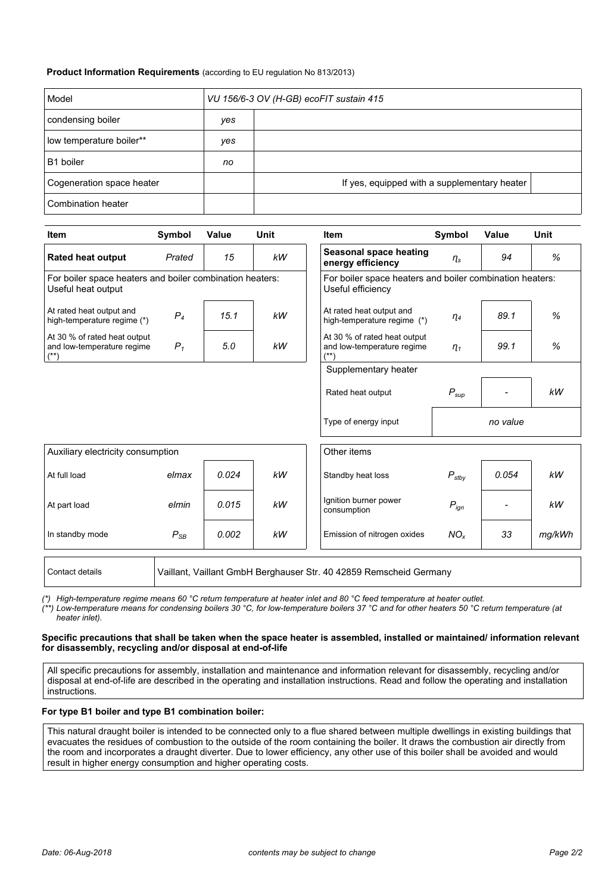**Product Information Requirements** (according to EU regulation No 813/2013)

| | | | |
|---|---|---|---|
| Model | *VU 156/6-3 OV (H-GB) ecoFIT sustain 415* | | |
| condensing boiler | *yes* | | |
| low temperature boiler** | *yes* | | |
| B1 boiler | *no* | | |
| Cogeneration space heater | | If yes, equipped with a supplementary heater | |
| Combination heater | | | |

| Item | Symbol | Value | Unit |
|---|---|---|---|
| **Rated heat output** | *Prated* | *15* | *kW* |
| For boiler space heaters and boiler combination heaters: Useful heat output | | | |
| At rated heat output and high-temperature regime (*) | $P_4$ | *15.1* | *kW* |
| At 30 % of rated heat output and low-temperature regime (**) | $P_1$ | *5.0* | *kW* |

| Item | Symbol | Value | Unit |
|---|---|---|---|
| **Seasonal space heating energy efficiency** | $\eta_s$ | *94* | *%* |
| For boiler space heaters and boiler combination heaters: Useful efficiency | | | |
| At rated heat output and high-temperature regime (*) | $\eta_4$ | *89.1* | *%* |
| At 30 % of rated heat output and low-temperature regime (**) | $\eta_1$ | *99.1* | *%* |
| Supplementary heater | | | |
| Rated heat output | $P_{sup}$ | *-* | *kW* |
| Type of energy input | | *no value* | |

| Auxiliary electricity consumption | | | |
|---|---|---|---|
| At full load | *elmax* | *0.024* | *kW* |
| At part load | *elmin* | *0.015* | *kW* |
| In standby mode | $P_{SB}$ | *0.002* | *kW* |

| Other items | | | |
|---|---|---|---|
| Standby heat loss | $P_{stby}$ | *0.054* | *kW* |
| Ignition burner power consumption | $P_{ign}$ | *-* | *kW* |
| Emission of nitrogen oxides | $NO_x$ | *33* | *mg/kWh* |

| | |
|---|---|
| Contact details | Vaillant, Vaillant GmbH Berghauser Str. 40 42859 Remscheid Germany |

*(*) High-temperature regime means 60 °C return temperature at heater inlet and 80 °C feed temperature at heater outlet.*
*(**) Low-temperature means for condensing boilers 30 °C, for low-temperature boilers 37 °C and for other heaters 50 °C return temperature (at heater inlet).*

**Specific precautions that shall be taken when the space heater is assembled, installed or maintained/ information relevant for disassembly, recycling and/or disposal at end-of-life**

All specific precautions for assembly, installation and maintenance and information relevant for disassembly, recycling and/or disposal at end-of-life are described in the operating and installation instructions. Read and follow the operating and installation instructions.

**For type B1 boiler and type B1 combination boiler:**

This natural draught boiler is intended to be connected only to a flue shared between multiple dwellings in existing buildings that evacuates the residues of combustion to the outside of the room containing the boiler. It draws the combustion air directly from the room and incorporates a draught diverter. Due to lower efficiency, any other use of this boiler shall be avoided and would result in higher energy consumption and higher operating costs.

*Date: 06-Aug-2018* *contents may be subject to change*